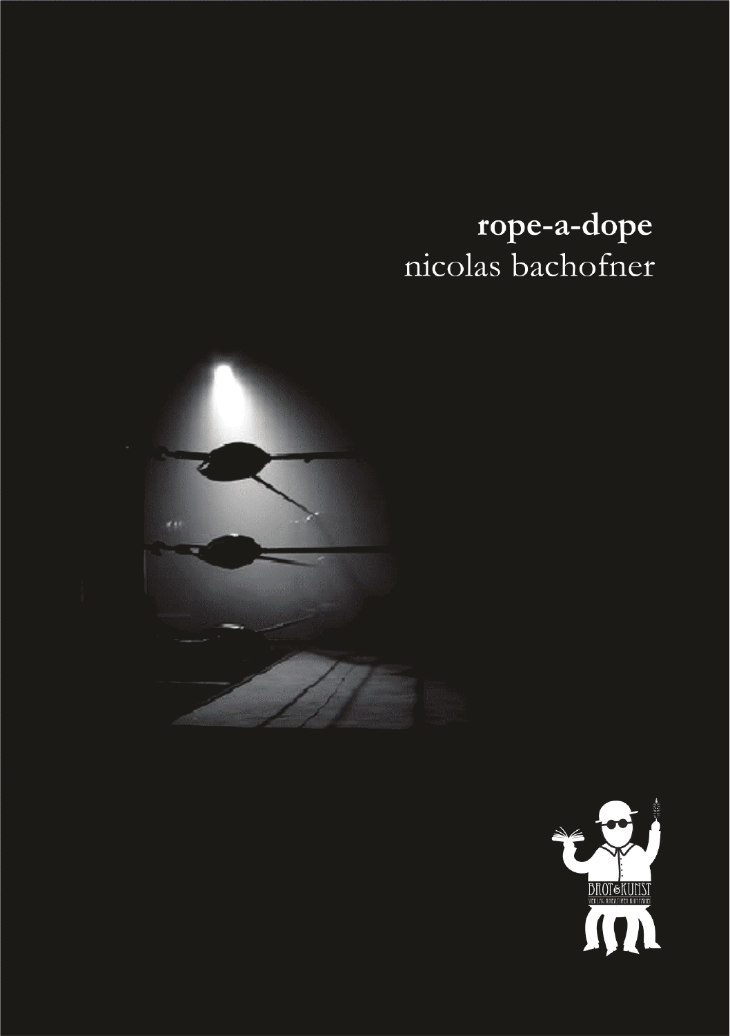**rope-a-dope**

nicolas bachofner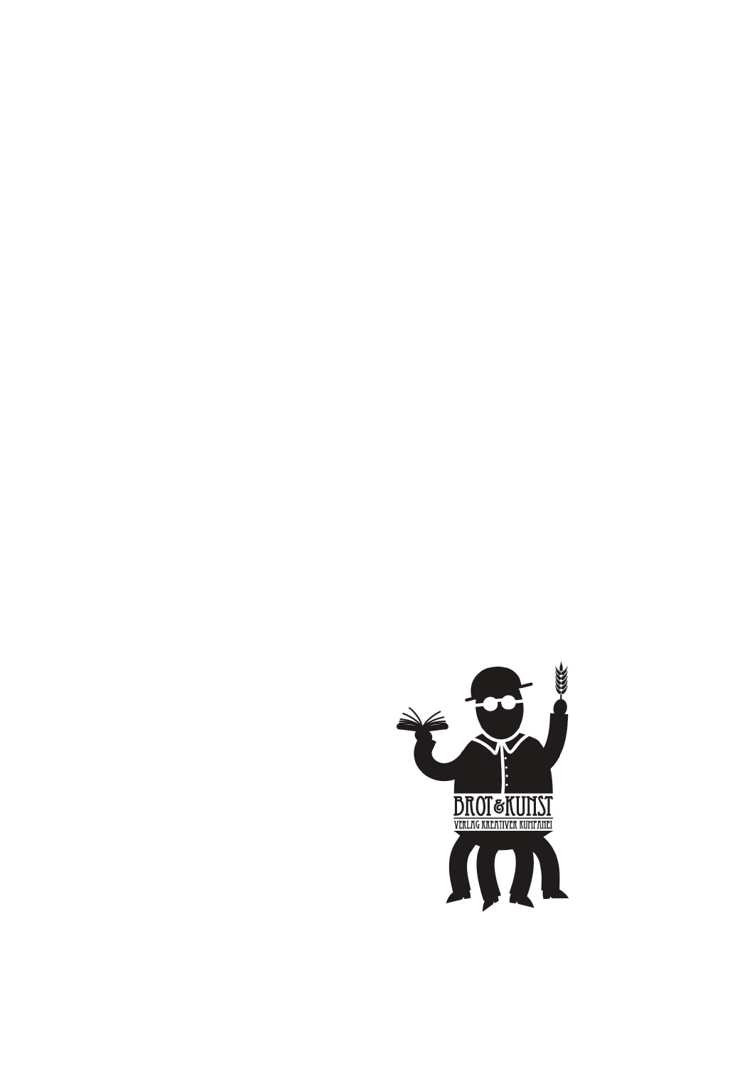BROT & KUNST

VERLAG KREATIVER KUMPANEI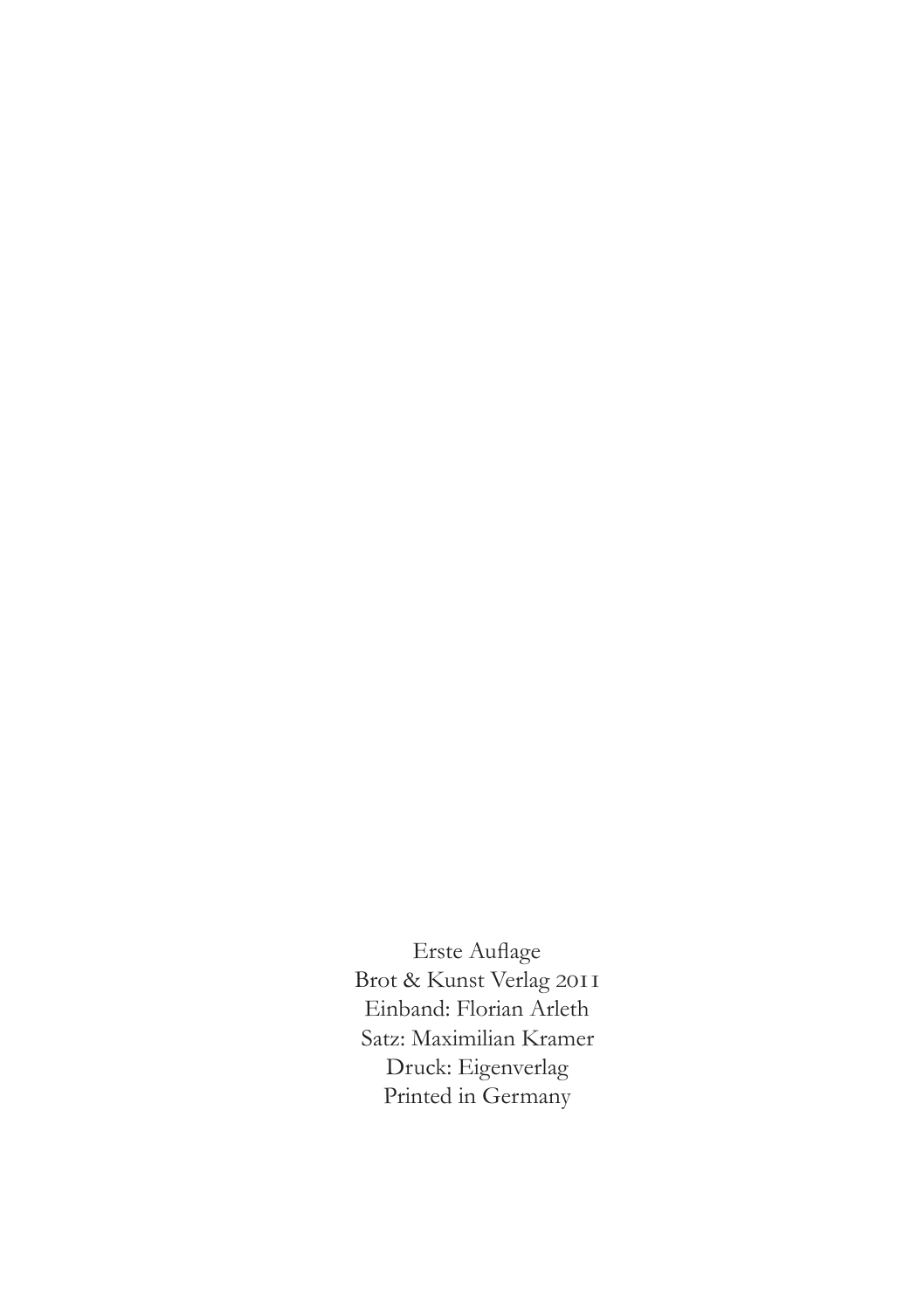Erste Auflage
Brot & Kunst Verlag 2011
Einband: Florian Arleth
Satz: Maximilian Kramer
Druck: Eigenverlag
Printed in Germany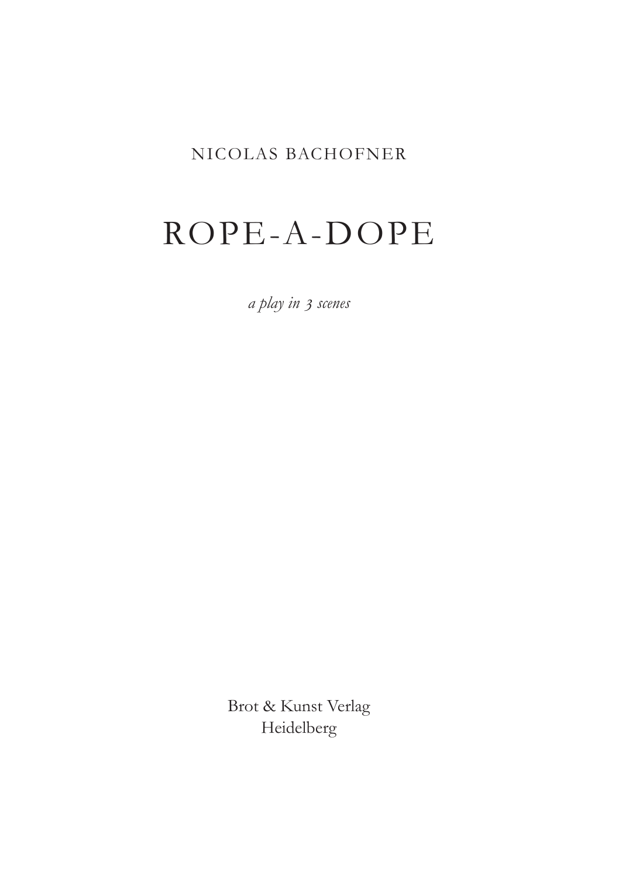NICOLAS BACHOFNER

# ROPE-A-DOPE

*a play in 3 scenes*

Brot & Kunst Verlag
Heidelberg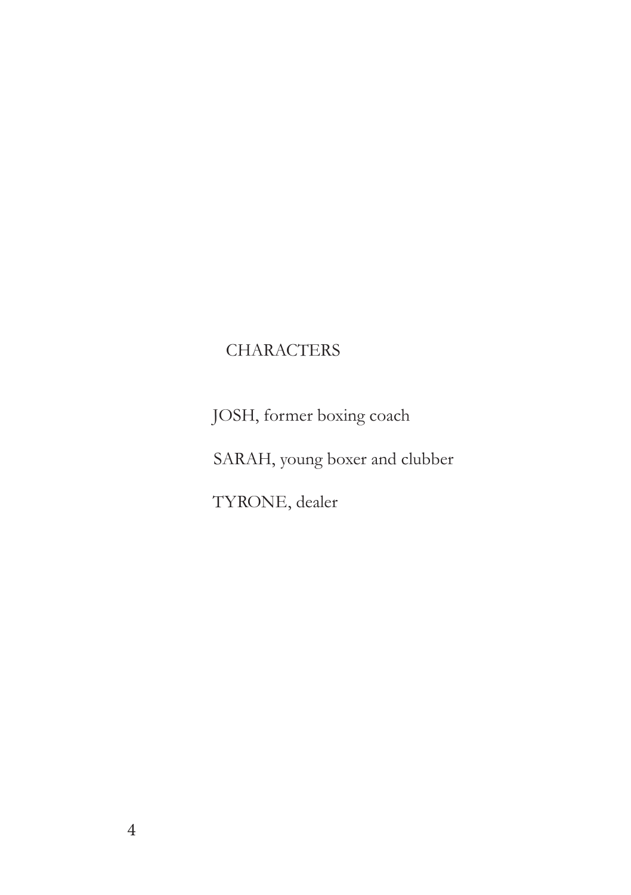## CHARACTERS

JOSH, former boxing coach

SARAH, young boxer and clubber

TYRONE, dealer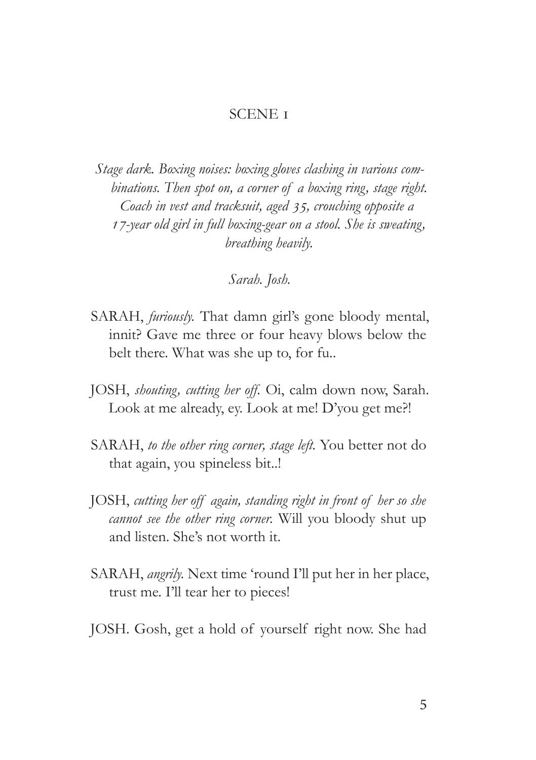## SCENE 1

*Stage dark. Boxing noises: boxing gloves clashing in various combinations. Then spot on, a corner of a boxing ring, stage right. Coach in vest and tracksuit, aged 35, crouching opposite a 17-year old girl in full boxing-gear on a stool. She is sweating, breathing heavily.*

*Sarah. Josh.*

SARAH, *furiously.* That damn girl's gone bloody mental, innit? Gave me three or four heavy blows below the belt there. What was she up to, for fu..

JOSH, *shouting, cutting her off.* Oi, calm down now, Sarah. Look at me already, ey. Look at me! D'you get me?!

SARAH, *to the other ring corner, stage left.* You better not do that again, you spineless bit..!

JOSH, *cutting her off again, standing right in front of her so she cannot see the other ring corner.* Will you bloody shut up and listen. She's not worth it.

SARAH, *angrily.* Next time 'round I'll put her in her place, trust me. I'll tear her to pieces!

JOSH. Gosh, get a hold of yourself right now. She had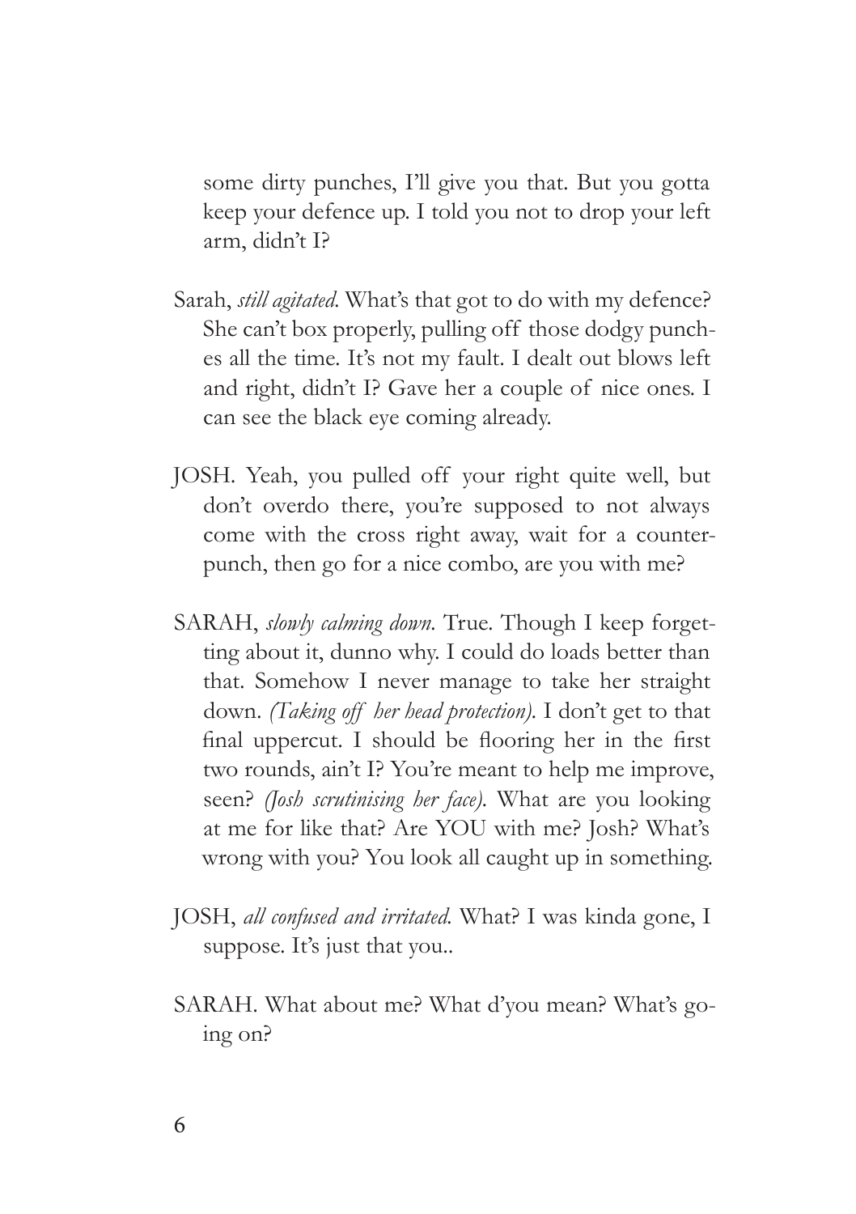some dirty punches, I'll give you that. But you gotta keep your defence up. I told you not to drop your left arm, didn't I?

Sarah, *still agitated*. What's that got to do with my defence? She can't box properly, pulling off those dodgy punches all the time. It's not my fault. I dealt out blows left and right, didn't I? Gave her a couple of nice ones. I can see the black eye coming already.

JOSH. Yeah, you pulled off your right quite well, but don't overdo there, you're supposed to not always come with the cross right away, wait for a counterpunch, then go for a nice combo, are you with me?

SARAH, *slowly calming down*. True. Though I keep forgetting about it, dunno why. I could do loads better than that. Somehow I never manage to take her straight down. *(Taking off her head protection)*. I don't get to that final uppercut. I should be flooring her in the first two rounds, ain't I? You're meant to help me improve, seen? *(Josh scrutinising her face)*. What are you looking at me for like that? Are YOU with me? Josh? What's wrong with you? You look all caught up in something.

JOSH, *all confused and irritated*. What? I was kinda gone, I suppose. It's just that you..

SARAH. What about me? What d'you mean? What's going on?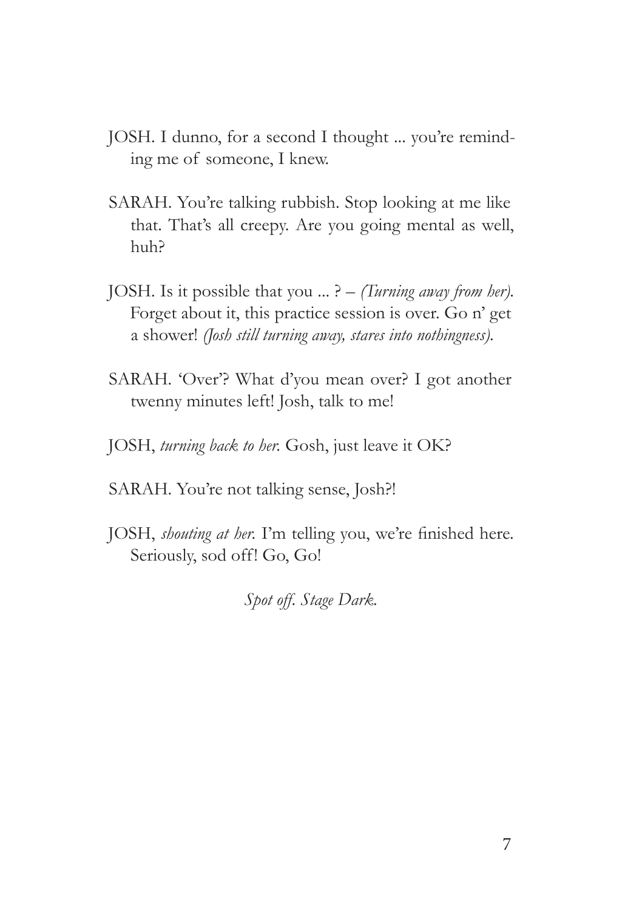JOSH. I dunno, for a second I thought ... you're reminding me of someone, I knew.

SARAH. You're talking rubbish. Stop looking at me like that. That's all creepy. Are you going mental as well, huh?

JOSH. Is it possible that you ... ? – *(Turning away from her).* Forget about it, this practice session is over. Go n' get a shower! *(Josh still turning away, stares into nothingness).*

SARAH. 'Over'? What d'you mean over? I got another twenny minutes left! Josh, talk to me!

JOSH, *turning back to her.* Gosh, just leave it OK?

SARAH. You're not talking sense, Josh?!

JOSH, *shouting at her.* I'm telling you, we're finished here. Seriously, sod off! Go, Go!

*Spot off. Stage Dark.*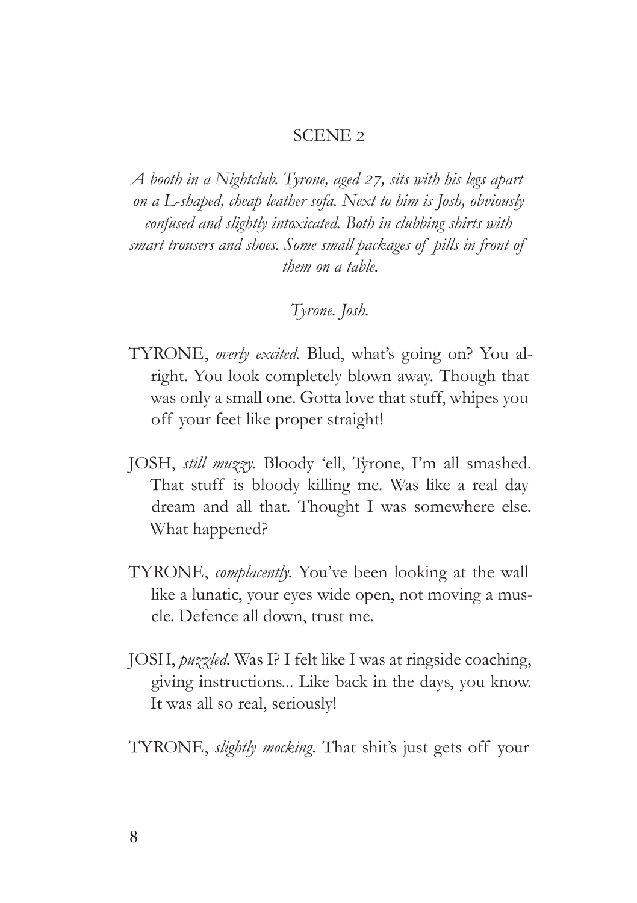## SCENE 2

*A booth in a Nightclub. Tyrone, aged 27, sits with his legs apart on a L-shaped, cheap leather sofa. Next to him is Josh, obviously confused and slightly intoxicated. Both in clubbing shirts with smart trousers and shoes. Some small packages of pills in front of them on a table.*

*Tyrone. Josh.*

TYRONE, *overly excited.* Blud, what's going on? You alright. You look completely blown away. Though that was only a small one. Gotta love that stuff, whipes you off your feet like proper straight!

JOSH, *still muzzy.* Bloody 'ell, Tyrone, I'm all smashed. That stuff is bloody killing me. Was like a real day dream and all that. Thought I was somewhere else. What happened?

TYRONE, *complacently.* You've been looking at the wall like a lunatic, your eyes wide open, not moving a muscle. Defence all down, trust me.

JOSH, *puzzled.* Was I? I felt like I was at ringside coaching, giving instructions... Like back in the days, you know. It was all so real, seriously!

TYRONE, *slightly mocking.* That shit's just gets off your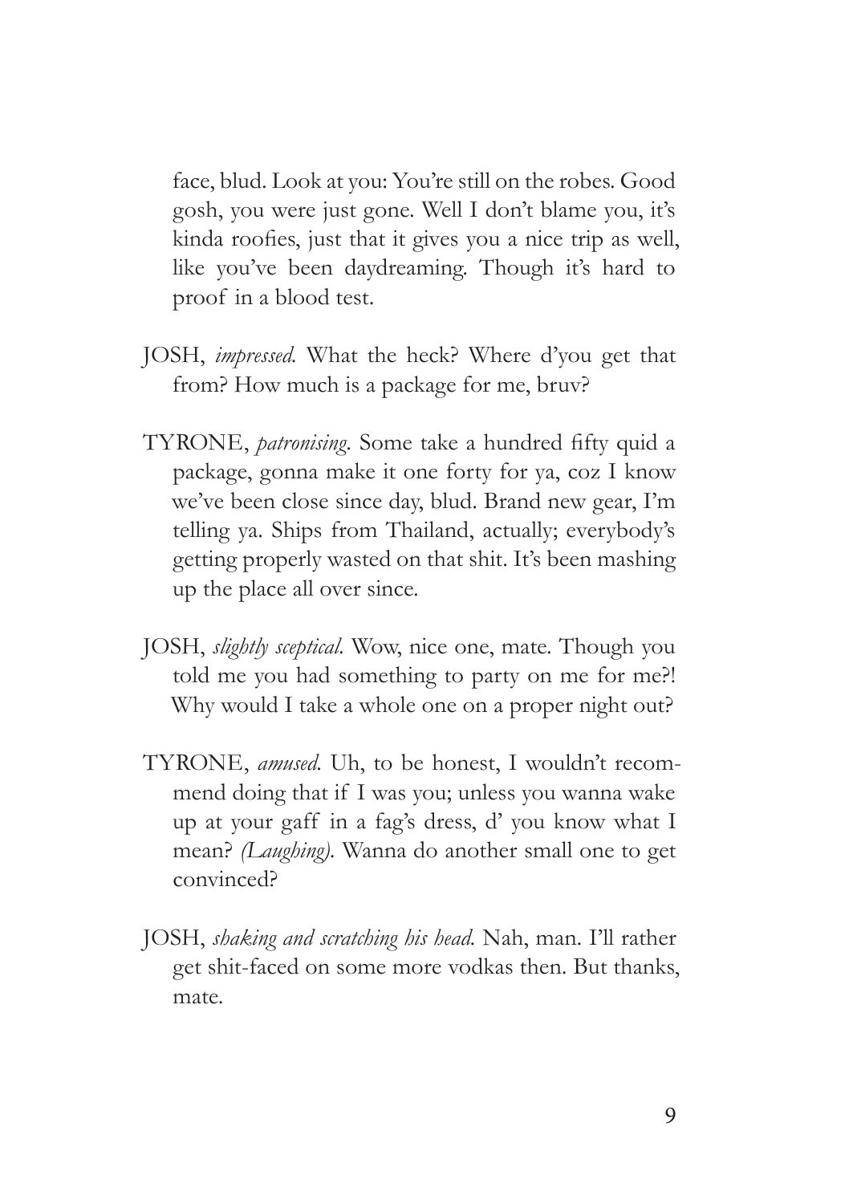face, blud. Look at you: You're still on the robes. Good gosh, you were just gone. Well I don't blame you, it's kinda roofies, just that it gives you a nice trip as well, like you've been daydreaming. Though it's hard to proof in a blood test.

JOSH, *impressed.* What the heck? Where d'you get that from? How much is a package for me, bruv?

TYRONE, *patronising.* Some take a hundred fifty quid a package, gonna make it one forty for ya, coz I know we've been close since day, blud. Brand new gear, I'm telling ya. Ships from Thailand, actually; everybody's getting properly wasted on that shit. It's been mashing up the place all over since.

JOSH, *slightly sceptical.* Wow, nice one, mate. Though you told me you had something to party on me for me?! Why would I take a whole one on a proper night out?

TYRONE, *amused.* Uh, to be honest, I wouldn't recommend doing that if I was you; unless you wanna wake up at your gaff in a fag's dress, d' you know what I mean? *(Laughing).* Wanna do another small one to get convinced?

JOSH, *shaking and scratching his head.* Nah, man. I'll rather get shit-faced on some more vodkas then. But thanks, mate.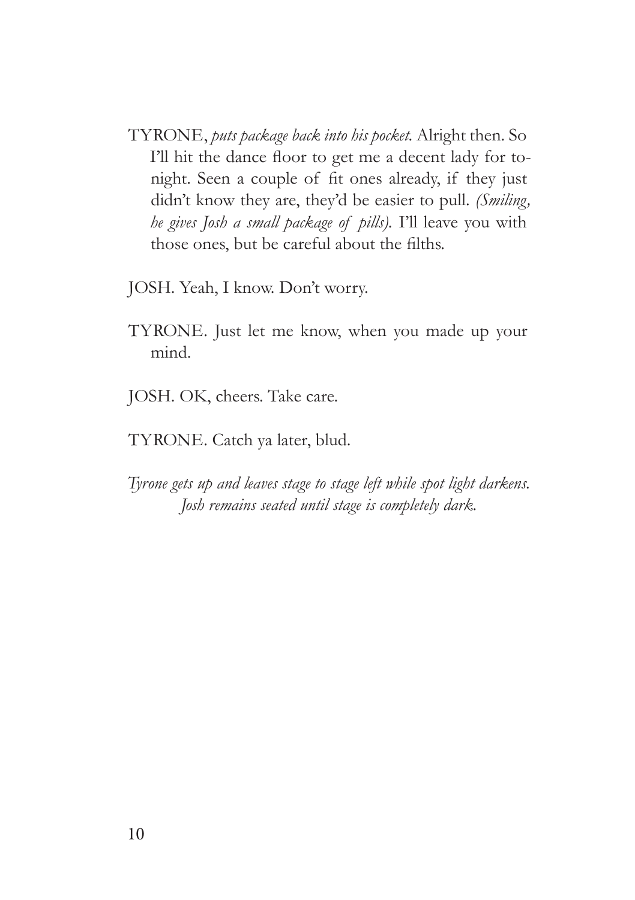TYRONE, *puts package back into his pocket.* Alright then. So I'll hit the dance floor to get me a decent lady for tonight. Seen a couple of fit ones already, if they just didn't know they are, they'd be easier to pull. *(Smiling, he gives Josh a small package of pills).* I'll leave you with those ones, but be careful about the filths.

JOSH. Yeah, I know. Don't worry.

TYRONE. Just let me know, when you made up your mind.

JOSH. OK, cheers. Take care.

TYRONE. Catch ya later, blud.

*Tyrone gets up and leaves stage to stage left while spot light darkens. Josh remains seated until stage is completely dark.*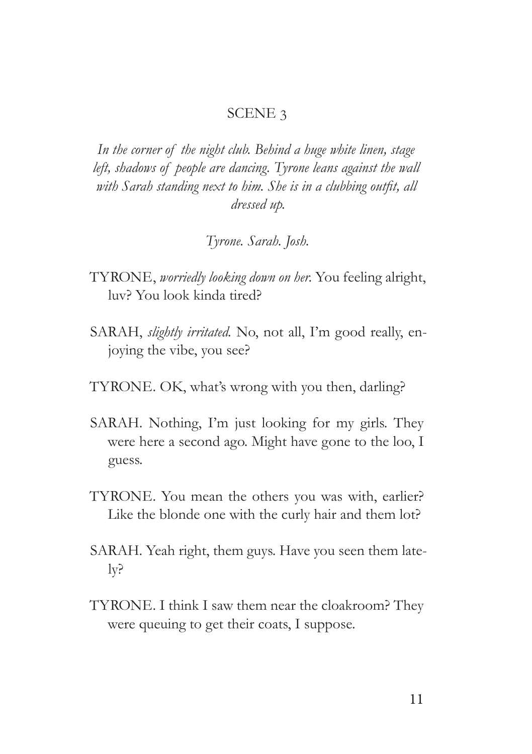## SCENE 3

*In the corner of the night club. Behind a huge white linen, stage left, shadows of people are dancing. Tyrone leans against the wall with Sarah standing next to him. She is in a clubbing outfit, all dressed up.*

*Tyrone. Sarah. Josh.*

TYRONE, *worriedly looking down on her.* You feeling alright, luv? You look kinda tired?

SARAH, *slightly irritated.* No, not all, I'm good really, enjoying the vibe, you see?

TYRONE. OK, what's wrong with you then, darling?

SARAH. Nothing, I'm just looking for my girls. They were here a second ago. Might have gone to the loo, I guess.

TYRONE. You mean the others you was with, earlier? Like the blonde one with the curly hair and them lot?

SARAH. Yeah right, them guys. Have you seen them lately?

TYRONE. I think I saw them near the cloakroom? They were queuing to get their coats, I suppose.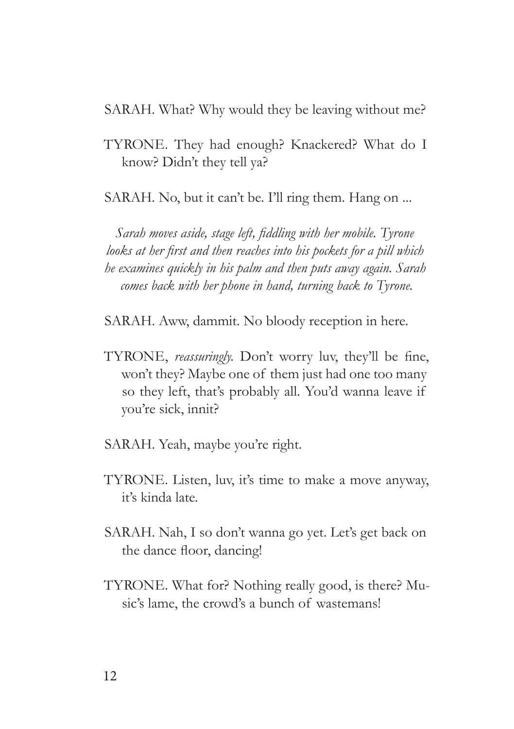SARAH. What? Why would they be leaving without me?

TYRONE. They had enough? Knackered? What do I know? Didn't they tell ya?

SARAH. No, but it can't be. I'll ring them. Hang on ...

*Sarah moves aside, stage left, fiddling with her mobile. Tyrone looks at her first and then reaches into his pockets for a pill which he examines quickly in his palm and then puts away again. Sarah comes back with her phone in hand, turning back to Tyrone.*

SARAH. Aww, dammit. No bloody reception in here.

TYRONE, *reassuringly.* Don't worry luv, they'll be fine, won't they? Maybe one of them just had one too many so they left, that's probably all. You'd wanna leave if you're sick, innit?

SARAH. Yeah, maybe you're right.

TYRONE. Listen, luv, it's time to make a move anyway, it's kinda late.

SARAH. Nah, I so don't wanna go yet. Let's get back on the dance floor, dancing!

TYRONE. What for? Nothing really good, is there? Music's lame, the crowd's a bunch of wastemans!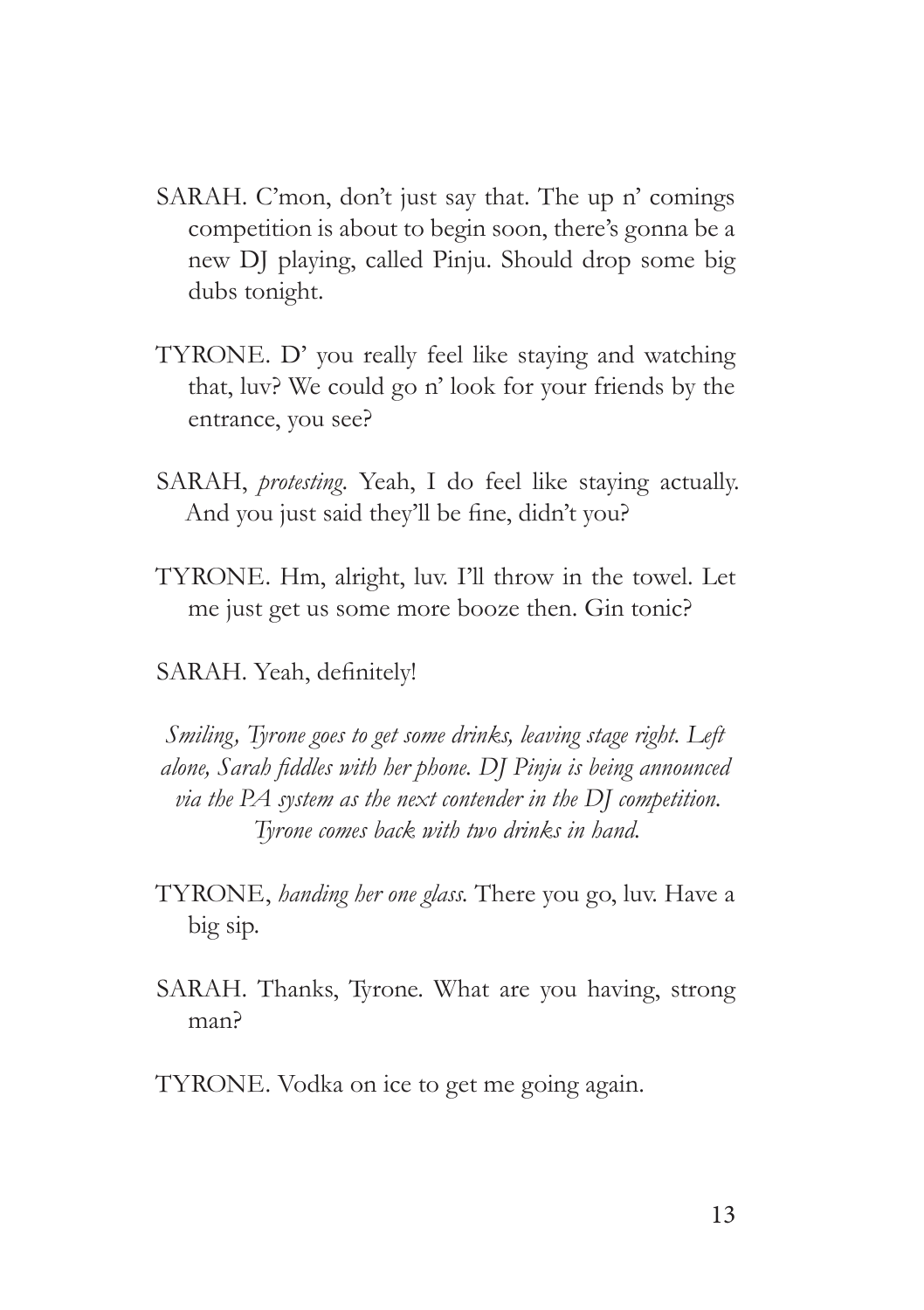SARAH. C'mon, don't just say that. The up n' comings competition is about to begin soon, there's gonna be a new DJ playing, called Pinju. Should drop some big dubs tonight.

TYRONE. D' you really feel like staying and watching that, luv? We could go n' look for your friends by the entrance, you see?

SARAH, *protesting.* Yeah, I do feel like staying actually. And you just said they'll be fine, didn't you?

TYRONE. Hm, alright, luv. I'll throw in the towel. Let me just get us some more booze then. Gin tonic?

SARAH. Yeah, definitely!

*Smiling, Tyrone goes to get some drinks, leaving stage right. Left alone, Sarah fiddles with her phone. DJ Pinju is being announced via the PA system as the next contender in the DJ competition. Tyrone comes back with two drinks in hand.*

TYRONE, *handing her one glass.* There you go, luv. Have a big sip.

SARAH. Thanks, Tyrone. What are you having, strong man?

TYRONE. Vodka on ice to get me going again.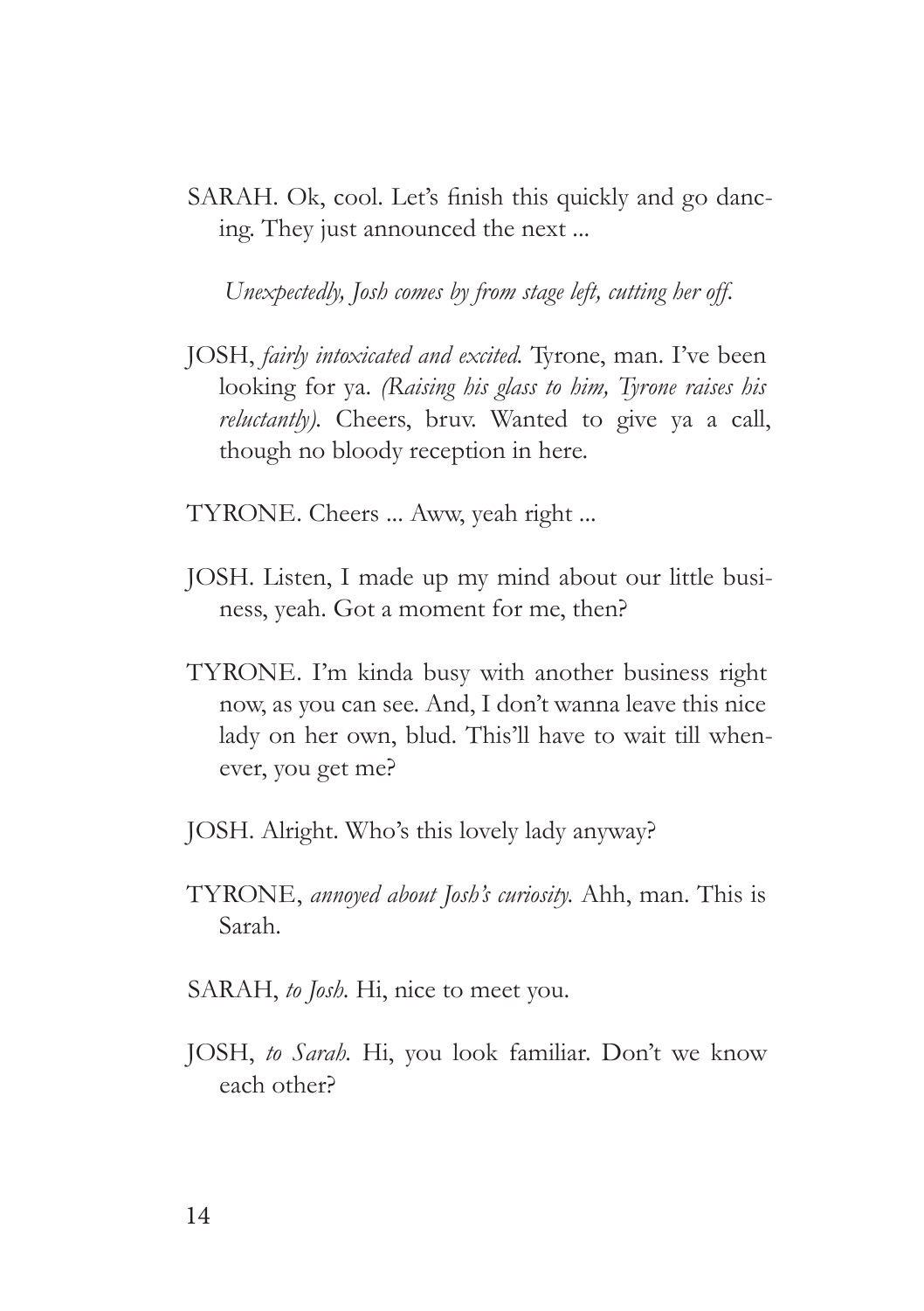SARAH. Ok, cool. Let's finish this quickly and go dancing. They just announced the next ...

*Unexpectedly, Josh comes by from stage left, cutting her off.*

JOSH, *fairly intoxicated and excited.* Tyrone, man. I've been looking for ya. *(Raising his glass to him, Tyrone raises his reluctantly).* Cheers, bruv. Wanted to give ya a call, though no bloody reception in here.

TYRONE. Cheers ... Aww, yeah right ...

JOSH. Listen, I made up my mind about our little business, yeah. Got a moment for me, then?

TYRONE. I'm kinda busy with another business right now, as you can see. And, I don't wanna leave this nice lady on her own, blud. This'll have to wait till whenever, you get me?

JOSH. Alright. Who's this lovely lady anyway?

TYRONE, *annoyed about Josh's curiosity.* Ahh, man. This is Sarah.

SARAH, *to Josh.* Hi, nice to meet you.

JOSH, *to Sarah.* Hi, you look familiar. Don't we know each other?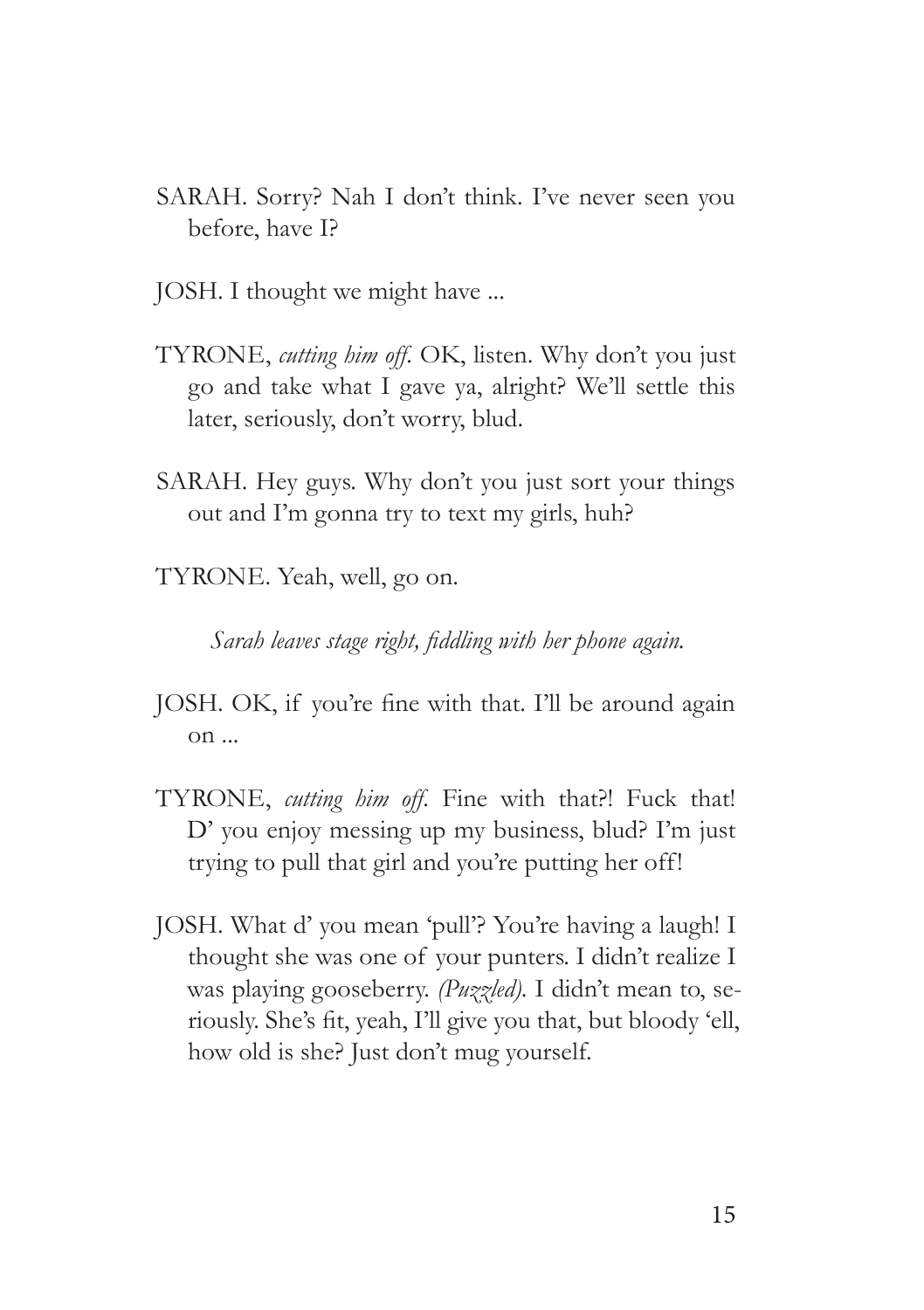SARAH. Sorry? Nah I don't think. I've never seen you before, have I?

JOSH. I thought we might have ...

TYRONE, *cutting him off*. OK, listen. Why don't you just go and take what I gave ya, alright? We'll settle this later, seriously, don't worry, blud.

SARAH. Hey guys. Why don't you just sort your things out and I'm gonna try to text my girls, huh?

TYRONE. Yeah, well, go on.

*Sarah leaves stage right, fiddling with her phone again.*

JOSH. OK, if you're fine with that. I'll be around again on ...

TYRONE, *cutting him off*. Fine with that?! Fuck that! D' you enjoy messing up my business, blud? I'm just trying to pull that girl and you're putting her off!

JOSH. What d' you mean 'pull'? You're having a laugh! I thought she was one of your punters. I didn't realize I was playing gooseberry. *(Puzzled)*. I didn't mean to, seriously. She's fit, yeah, I'll give you that, but bloody 'ell, how old is she? Just don't mug yourself.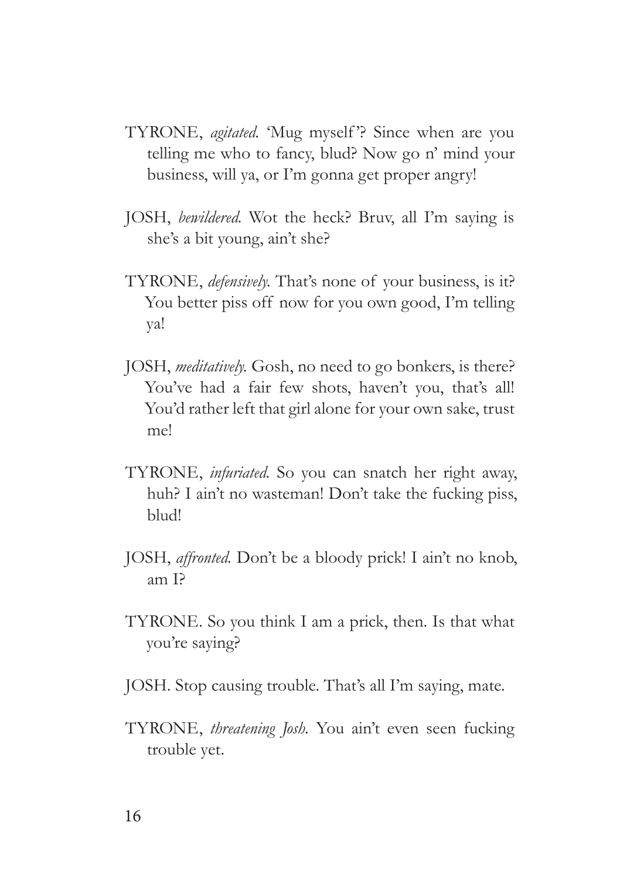TYRONE, *agitated.* 'Mug myself'? Since when are you telling me who to fancy, blud? Now go n' mind your business, will ya, or I'm gonna get proper angry!

JOSH, *bewildered.* Wot the heck? Bruv, all I'm saying is she's a bit young, ain't she?

TYRONE, *defensively.* That's none of your business, is it? You better piss off now for you own good, I'm telling ya!

JOSH, *meditatively.* Gosh, no need to go bonkers, is there? You've had a fair few shots, haven't you, that's all! You'd rather left that girl alone for your own sake, trust me!

TYRONE, *infuriated.* So you can snatch her right away, huh? I ain't no wasteman! Don't take the fucking piss, blud!

JOSH, *affronted.* Don't be a bloody prick! I ain't no knob, am I?

TYRONE. So you think I am a prick, then. Is that what you're saying?

JOSH. Stop causing trouble. That's all I'm saying, mate.

TYRONE, *threatening Josh.* You ain't even seen fucking trouble yet.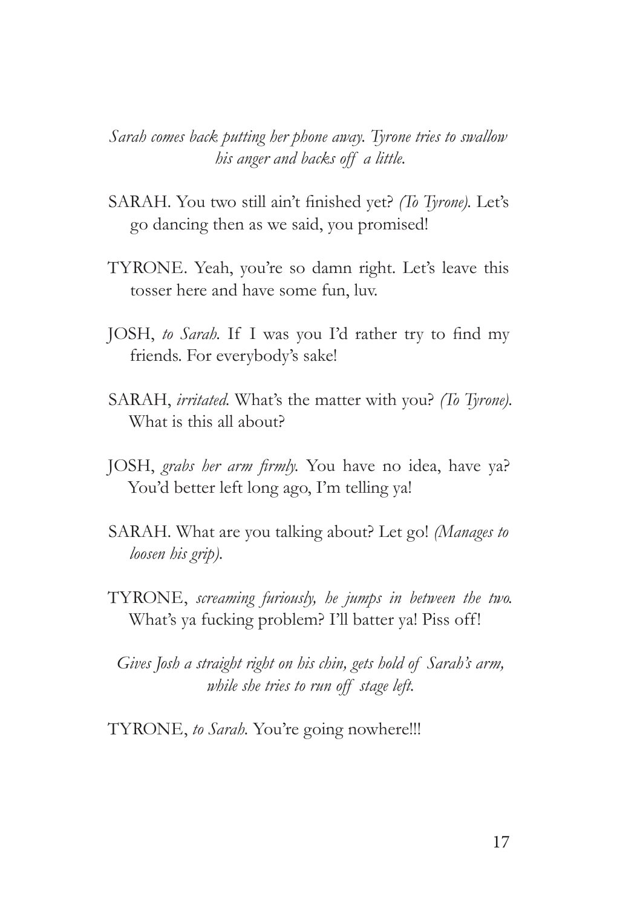*Sarah comes back putting her phone away. Tyrone tries to swallow his anger and backs off a little.*

SARAH. You two still ain't finished yet? *(To Tyrone).* Let's go dancing then as we said, you promised!

TYRONE. Yeah, you're so damn right. Let's leave this tosser here and have some fun, luv.

JOSH, *to Sarah.* If I was you I'd rather try to find my friends. For everybody's sake!

SARAH, *irritated.* What's the matter with you? *(To Tyrone).* What is this all about?

JOSH, *grabs her arm firmly.* You have no idea, have ya? You'd better left long ago, I'm telling ya!

SARAH. What are you talking about? Let go! *(Manages to loosen his grip).*

TYRONE, *screaming furiously, he jumps in between the two.* What's ya fucking problem? I'll batter ya! Piss off!

*Gives Josh a straight right on his chin, gets hold of Sarah's arm, while she tries to run off stage left.*

TYRONE, *to Sarah.* You're going nowhere!!!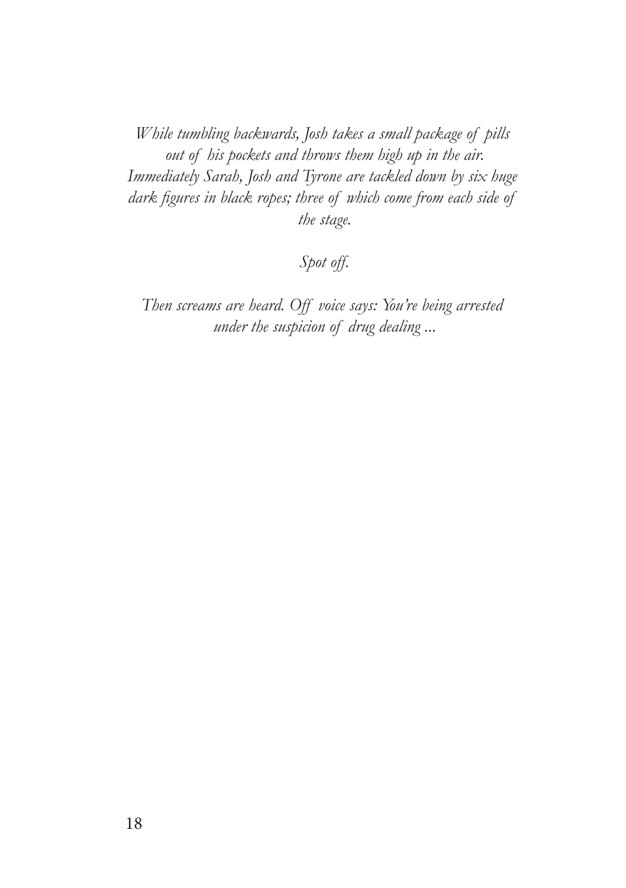*While tumbling backwards, Josh takes a small package of pills out of his pockets and throws them high up in the air. Immediately Sarah, Josh and Tyrone are tackled down by six huge dark figures in black ropes; three of which come from each side of the stage.*

*Spot off.*

*Then screams are heard. Off voice says: You're being arrested under the suspicion of drug dealing ...*